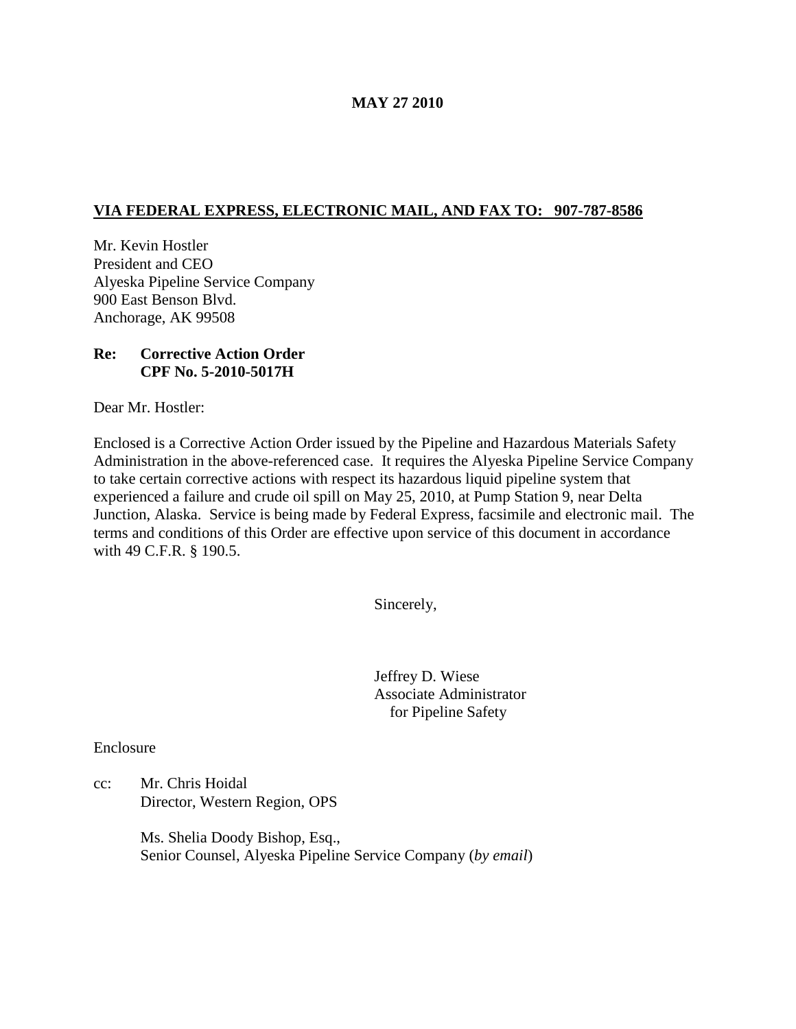**MAY 27 2010**

**VIA FEDERAL EXPRESS, ELECTRONIC MAIL, AND FAX TO: 907-787-8586**

Mr. Kevin Hostler
President and CEO
Alyeska Pipeline Service Company
900 East Benson Blvd.
Anchorage, AK 99508

**Re: Corrective Action Order**
**CPF No. 5-2010-5017H**

Dear Mr. Hostler:

Enclosed is a Corrective Action Order issued by the Pipeline and Hazardous Materials Safety Administration in the above-referenced case. It requires the Alyeska Pipeline Service Company to take certain corrective actions with respect its hazardous liquid pipeline system that experienced a failure and crude oil spill on May 25, 2010, at Pump Station 9, near Delta Junction, Alaska. Service is being made by Federal Express, facsimile and electronic mail. The terms and conditions of this Order are effective upon service of this document in accordance with 49 C.F.R. § 190.5.

Sincerely,

Jeffrey D. Wiese
Associate Administrator
for Pipeline Safety

Enclosure

cc: Mr. Chris Hoidal
Director, Western Region, OPS

Ms. Shelia Doody Bishop, Esq.,
Senior Counsel, Alyeska Pipeline Service Company (*by email*)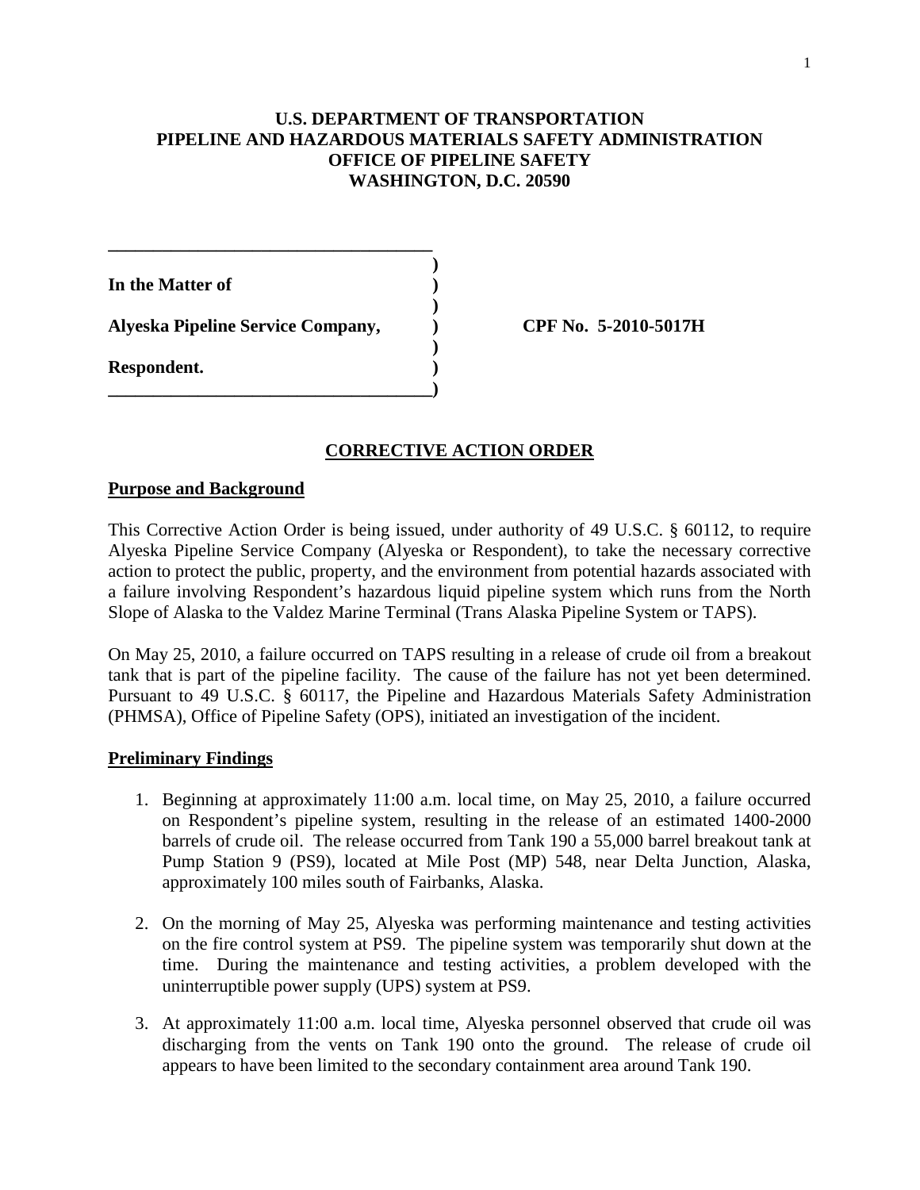**U.S. DEPARTMENT OF TRANSPORTATION**
**PIPELINE AND HAZARDOUS MATERIALS SAFETY ADMINISTRATION**
**OFFICE OF PIPELINE SAFETY**
**WASHINGTON, D.C. 20590**

**In the Matter of**

**Alyeska Pipeline Service Company,**

**Respondent.**

**CPF No. 5-2010-5017H**

## CORRECTIVE ACTION ORDER

### Purpose and Background

This Corrective Action Order is being issued, under authority of 49 U.S.C. § 60112, to require Alyeska Pipeline Service Company (Alyeska or Respondent), to take the necessary corrective action to protect the public, property, and the environment from potential hazards associated with a failure involving Respondent's hazardous liquid pipeline system which runs from the North Slope of Alaska to the Valdez Marine Terminal (Trans Alaska Pipeline System or TAPS).

On May 25, 2010, a failure occurred on TAPS resulting in a release of crude oil from a breakout tank that is part of the pipeline facility. The cause of the failure has not yet been determined. Pursuant to 49 U.S.C. § 60117, the Pipeline and Hazardous Materials Safety Administration (PHMSA), Office of Pipeline Safety (OPS), initiated an investigation of the incident.

### Preliminary Findings

1. Beginning at approximately 11:00 a.m. local time, on May 25, 2010, a failure occurred on Respondent's pipeline system, resulting in the release of an estimated 1400-2000 barrels of crude oil. The release occurred from Tank 190 a 55,000 barrel breakout tank at Pump Station 9 (PS9), located at Mile Post (MP) 548, near Delta Junction, Alaska, approximately 100 miles south of Fairbanks, Alaska.

2. On the morning of May 25, Alyeska was performing maintenance and testing activities on the fire control system at PS9. The pipeline system was temporarily shut down at the time. During the maintenance and testing activities, a problem developed with the uninterruptible power supply (UPS) system at PS9.

3. At approximately 11:00 a.m. local time, Alyeska personnel observed that crude oil was discharging from the vents on Tank 190 onto the ground. The release of crude oil appears to have been limited to the secondary containment area around Tank 190.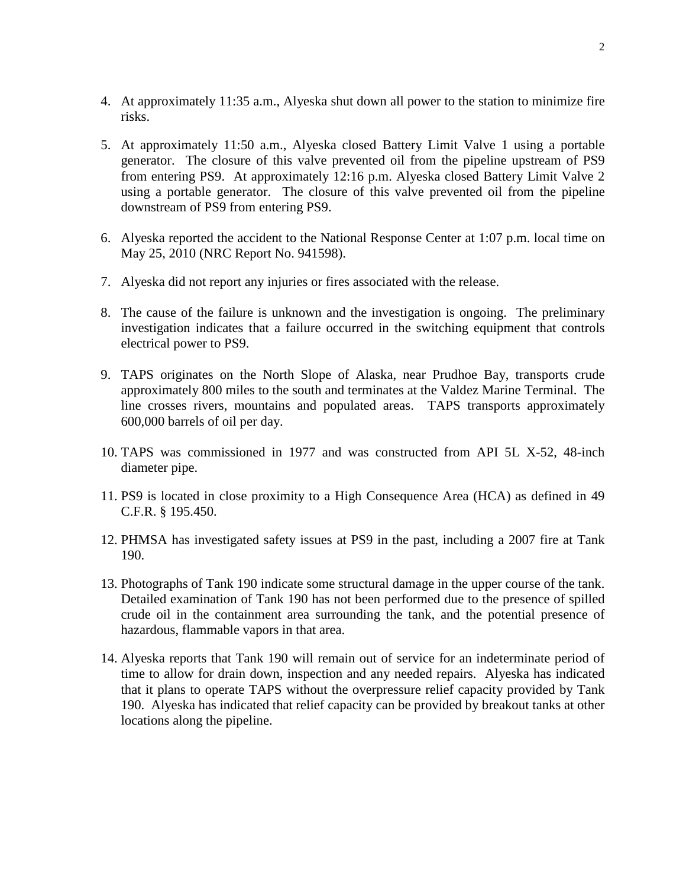4. At approximately 11:35 a.m., Alyeska shut down all power to the station to minimize fire risks.

5. At approximately 11:50 a.m., Alyeska closed Battery Limit Valve 1 using a portable generator. The closure of this valve prevented oil from the pipeline upstream of PS9 from entering PS9. At approximately 12:16 p.m. Alyeska closed Battery Limit Valve 2 using a portable generator. The closure of this valve prevented oil from the pipeline downstream of PS9 from entering PS9.

6. Alyeska reported the accident to the National Response Center at 1:07 p.m. local time on May 25, 2010 (NRC Report No. 941598).

7. Alyeska did not report any injuries or fires associated with the release.

8. The cause of the failure is unknown and the investigation is ongoing. The preliminary investigation indicates that a failure occurred in the switching equipment that controls electrical power to PS9.

9. TAPS originates on the North Slope of Alaska, near Prudhoe Bay, transports crude approximately 800 miles to the south and terminates at the Valdez Marine Terminal. The line crosses rivers, mountains and populated areas. TAPS transports approximately 600,000 barrels of oil per day.

10. TAPS was commissioned in 1977 and was constructed from API 5L X-52, 48-inch diameter pipe.

11. PS9 is located in close proximity to a High Consequence Area (HCA) as defined in 49 C.F.R. § 195.450.

12. PHMSA has investigated safety issues at PS9 in the past, including a 2007 fire at Tank 190.

13. Photographs of Tank 190 indicate some structural damage in the upper course of the tank. Detailed examination of Tank 190 has not been performed due to the presence of spilled crude oil in the containment area surrounding the tank, and the potential presence of hazardous, flammable vapors in that area.

14. Alyeska reports that Tank 190 will remain out of service for an indeterminate period of time to allow for drain down, inspection and any needed repairs. Alyeska has indicated that it plans to operate TAPS without the overpressure relief capacity provided by Tank 190. Alyeska has indicated that relief capacity can be provided by breakout tanks at other locations along the pipeline.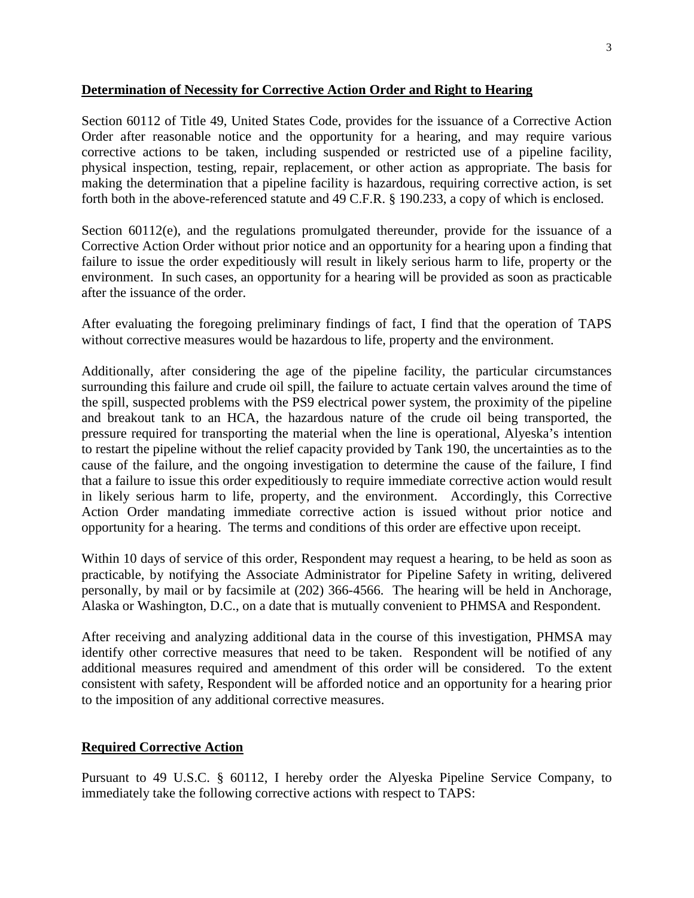## Determination of Necessity for Corrective Action Order and Right to Hearing

Section 60112 of Title 49, United States Code, provides for the issuance of a Corrective Action Order after reasonable notice and the opportunity for a hearing, and may require various corrective actions to be taken, including suspended or restricted use of a pipeline facility, physical inspection, testing, repair, replacement, or other action as appropriate. The basis for making the determination that a pipeline facility is hazardous, requiring corrective action, is set forth both in the above-referenced statute and 49 C.F.R. § 190.233, a copy of which is enclosed.

Section 60112(e), and the regulations promulgated thereunder, provide for the issuance of a Corrective Action Order without prior notice and an opportunity for a hearing upon a finding that failure to issue the order expeditiously will result in likely serious harm to life, property or the environment. In such cases, an opportunity for a hearing will be provided as soon as practicable after the issuance of the order.

After evaluating the foregoing preliminary findings of fact, I find that the operation of TAPS without corrective measures would be hazardous to life, property and the environment.

Additionally, after considering the age of the pipeline facility, the particular circumstances surrounding this failure and crude oil spill, the failure to actuate certain valves around the time of the spill, suspected problems with the PS9 electrical power system, the proximity of the pipeline and breakout tank to an HCA, the hazardous nature of the crude oil being transported, the pressure required for transporting the material when the line is operational, Alyeska's intention to restart the pipeline without the relief capacity provided by Tank 190, the uncertainties as to the cause of the failure, and the ongoing investigation to determine the cause of the failure, I find that a failure to issue this order expeditiously to require immediate corrective action would result in likely serious harm to life, property, and the environment. Accordingly, this Corrective Action Order mandating immediate corrective action is issued without prior notice and opportunity for a hearing. The terms and conditions of this order are effective upon receipt.

Within 10 days of service of this order, Respondent may request a hearing, to be held as soon as practicable, by notifying the Associate Administrator for Pipeline Safety in writing, delivered personally, by mail or by facsimile at (202) 366-4566. The hearing will be held in Anchorage, Alaska or Washington, D.C., on a date that is mutually convenient to PHMSA and Respondent.

After receiving and analyzing additional data in the course of this investigation, PHMSA may identify other corrective measures that need to be taken. Respondent will be notified of any additional measures required and amendment of this order will be considered. To the extent consistent with safety, Respondent will be afforded notice and an opportunity for a hearing prior to the imposition of any additional corrective measures.

## Required Corrective Action

Pursuant to 49 U.S.C. § 60112, I hereby order the Alyeska Pipeline Service Company, to immediately take the following corrective actions with respect to TAPS: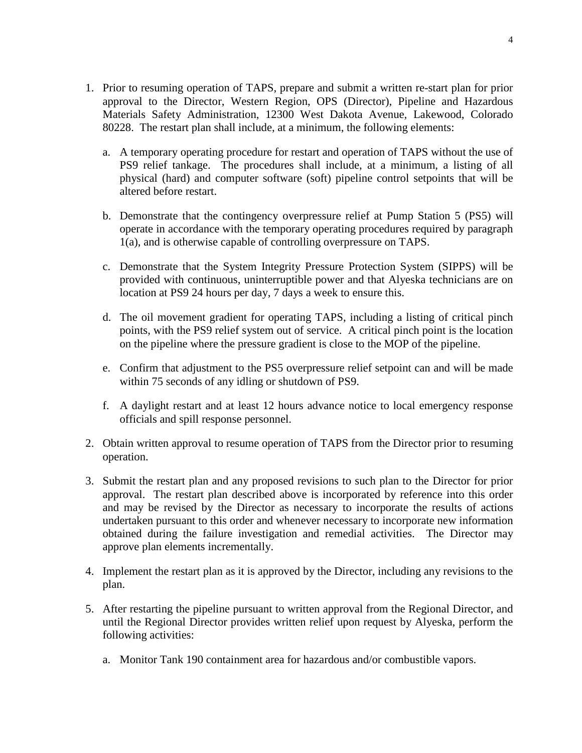1. Prior to resuming operation of TAPS, prepare and submit a written re-start plan for prior approval to the Director, Western Region, OPS (Director), Pipeline and Hazardous Materials Safety Administration, 12300 West Dakota Avenue, Lakewood, Colorado 80228. The restart plan shall include, at a minimum, the following elements:

   a. A temporary operating procedure for restart and operation of TAPS without the use of PS9 relief tankage. The procedures shall include, at a minimum, a listing of all physical (hard) and computer software (soft) pipeline control setpoints that will be altered before restart.

   b. Demonstrate that the contingency overpressure relief at Pump Station 5 (PS5) will operate in accordance with the temporary operating procedures required by paragraph 1(a), and is otherwise capable of controlling overpressure on TAPS.

   c. Demonstrate that the System Integrity Pressure Protection System (SIPPS) will be provided with continuous, uninterruptible power and that Alyeska technicians are on location at PS9 24 hours per day, 7 days a week to ensure this.

   d. The oil movement gradient for operating TAPS, including a listing of critical pinch points, with the PS9 relief system out of service. A critical pinch point is the location on the pipeline where the pressure gradient is close to the MOP of the pipeline.

   e. Confirm that adjustment to the PS5 overpressure relief setpoint can and will be made within 75 seconds of any idling or shutdown of PS9.

   f. A daylight restart and at least 12 hours advance notice to local emergency response officials and spill response personnel.

2. Obtain written approval to resume operation of TAPS from the Director prior to resuming operation.

3. Submit the restart plan and any proposed revisions to such plan to the Director for prior approval. The restart plan described above is incorporated by reference into this order and may be revised by the Director as necessary to incorporate the results of actions undertaken pursuant to this order and whenever necessary to incorporate new information obtained during the failure investigation and remedial activities. The Director may approve plan elements incrementally.

4. Implement the restart plan as it is approved by the Director, including any revisions to the plan.

5. After restarting the pipeline pursuant to written approval from the Regional Director, and until the Regional Director provides written relief upon request by Alyeska, perform the following activities:

   a. Monitor Tank 190 containment area for hazardous and/or combustible vapors.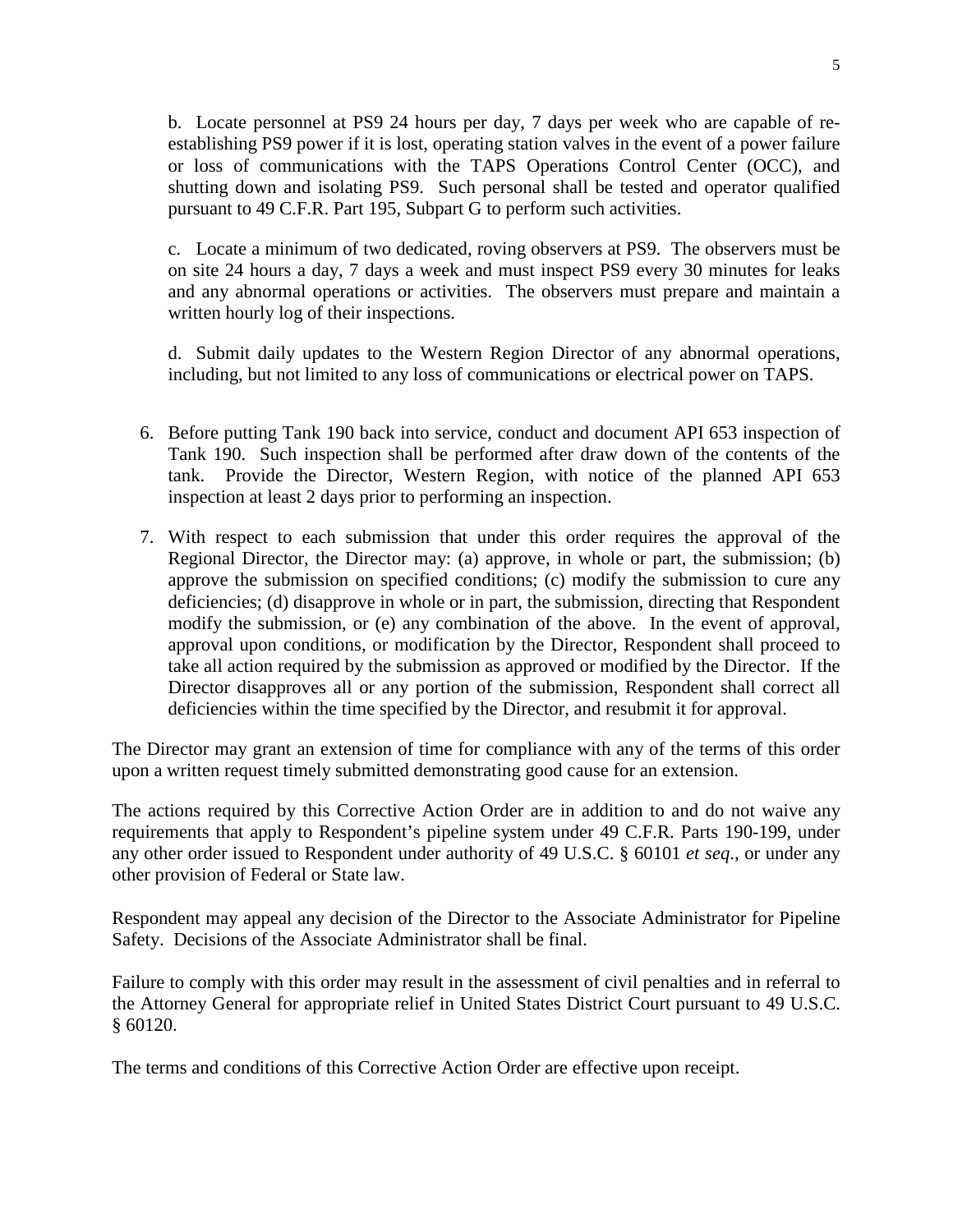b. Locate personnel at PS9 24 hours per day, 7 days per week who are capable of re-establishing PS9 power if it is lost, operating station valves in the event of a power failure or loss of communications with the TAPS Operations Control Center (OCC), and shutting down and isolating PS9. Such personal shall be tested and operator qualified pursuant to 49 C.F.R. Part 195, Subpart G to perform such activities.

c. Locate a minimum of two dedicated, roving observers at PS9. The observers must be on site 24 hours a day, 7 days a week and must inspect PS9 every 30 minutes for leaks and any abnormal operations or activities. The observers must prepare and maintain a written hourly log of their inspections.

d. Submit daily updates to the Western Region Director of any abnormal operations, including, but not limited to any loss of communications or electrical power on TAPS.

6. Before putting Tank 190 back into service, conduct and document API 653 inspection of Tank 190. Such inspection shall be performed after draw down of the contents of the tank. Provide the Director, Western Region, with notice of the planned API 653 inspection at least 2 days prior to performing an inspection.

7. With respect to each submission that under this order requires the approval of the Regional Director, the Director may: (a) approve, in whole or part, the submission; (b) approve the submission on specified conditions; (c) modify the submission to cure any deficiencies; (d) disapprove in whole or in part, the submission, directing that Respondent modify the submission, or (e) any combination of the above. In the event of approval, approval upon conditions, or modification by the Director, Respondent shall proceed to take all action required by the submission as approved or modified by the Director. If the Director disapproves all or any portion of the submission, Respondent shall correct all deficiencies within the time specified by the Director, and resubmit it for approval.

The Director may grant an extension of time for compliance with any of the terms of this order upon a written request timely submitted demonstrating good cause for an extension.

The actions required by this Corrective Action Order are in addition to and do not waive any requirements that apply to Respondent's pipeline system under 49 C.F.R. Parts 190-199, under any other order issued to Respondent under authority of 49 U.S.C. § 60101 *et seq*., or under any other provision of Federal or State law.

Respondent may appeal any decision of the Director to the Associate Administrator for Pipeline Safety. Decisions of the Associate Administrator shall be final.

Failure to comply with this order may result in the assessment of civil penalties and in referral to the Attorney General for appropriate relief in United States District Court pursuant to 49 U.S.C. § 60120.

The terms and conditions of this Corrective Action Order are effective upon receipt.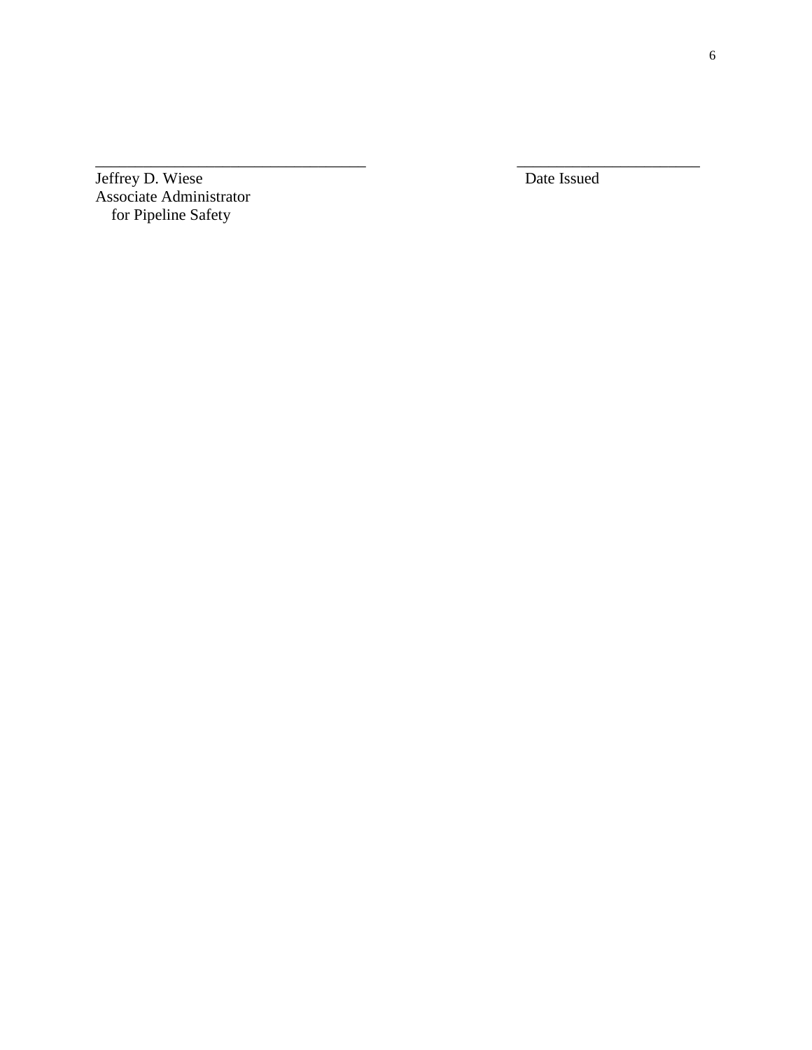\_\_\_\_\_\_\_\_\_\_\_\_\_\_\_\_\_\_\_\_\_\_\_\_\_\_\_\_\_\_\_\_\_\_\_

Jeffrey D. Wiese
Associate Administrator
for Pipeline Safety

\_\_\_\_\_\_\_\_\_\_\_\_\_\_\_\_\_\_\_\_\_\_\_\_

Date Issued